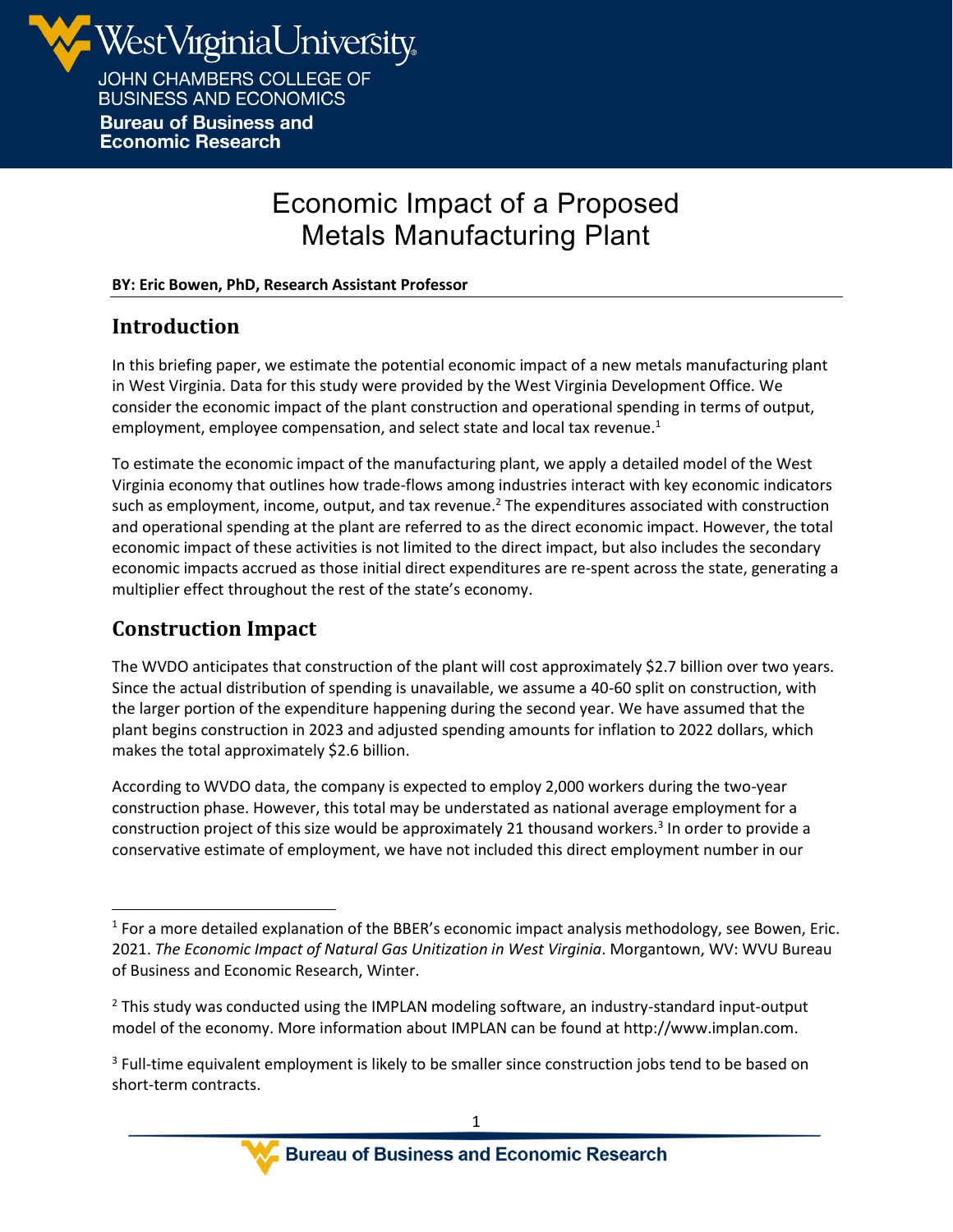West Virginia University
JOHN CHAMBERS COLLEGE OF BUSINESS AND ECONOMICS
**Bureau of Business and Economic Research**

# Economic Impact of a Proposed Metals Manufacturing Plant

**BY: Eric Bowen, PhD, Research Assistant Professor**

## Introduction

In this briefing paper, we estimate the potential economic impact of a new metals manufacturing plant in West Virginia. Data for this study were provided by the West Virginia Development Office. We consider the economic impact of the plant construction and operational spending in terms of output, employment, employee compensation, and select state and local tax revenue.[1]

To estimate the economic impact of the manufacturing plant, we apply a detailed model of the West Virginia economy that outlines how trade-flows among industries interact with key economic indicators such as employment, income, output, and tax revenue.[2] The expenditures associated with construction and operational spending at the plant are referred to as the direct economic impact. However, the total economic impact of these activities is not limited to the direct impact, but also includes the secondary economic impacts accrued as those initial direct expenditures are re-spent across the state, generating a multiplier effect throughout the rest of the state's economy.

## Construction Impact

The WVDO anticipates that construction of the plant will cost approximately $2.7 billion over two years. Since the actual distribution of spending is unavailable, we assume a 40-60 split on construction, with the larger portion of the expenditure happening during the second year. We have assumed that the plant begins construction in 2023 and adjusted spending amounts for inflation to 2022 dollars, which makes the total approximately $2.6 billion.

According to WVDO data, the company is expected to employ 2,000 workers during the two-year construction phase. However, this total may be understated as national average employment for a construction project of this size would be approximately 21 thousand workers.[3] In order to provide a conservative estimate of employment, we have not included this direct employment number in our

---

[1] For a more detailed explanation of the BBER's economic impact analysis methodology, see Bowen, Eric. 2021. *The Economic Impact of Natural Gas Unitization in West Virginia*. Morgantown, WV: WVU Bureau of Business and Economic Research, Winter.

[2] This study was conducted using the IMPLAN modeling software, an industry-standard input-output model of the economy. More information about IMPLAN can be found at http://www.implan.com.

[3] Full-time equivalent employment is likely to be smaller since construction jobs tend to be based on short-term contracts.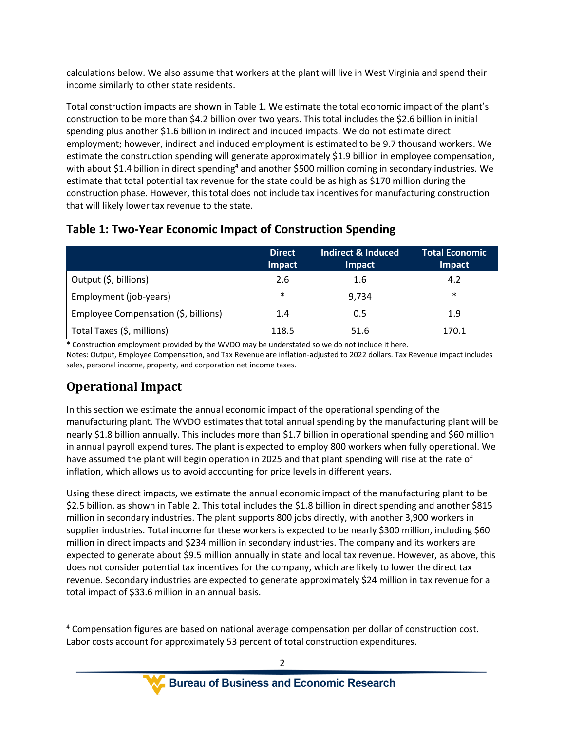calculations below. We also assume that workers at the plant will live in West Virginia and spend their income similarly to other state residents.

Total construction impacts are shown in Table 1. We estimate the total economic impact of the plant's construction to be more than $4.2 billion over two years. This total includes the $2.6 billion in initial spending plus another $1.6 billion in indirect and induced impacts. We do not estimate direct employment; however, indirect and induced employment is estimated to be 9.7 thousand workers. We estimate the construction spending will generate approximately $1.9 billion in employee compensation, with about $1.4 billion in direct spending[4] and another $500 million coming in secondary industries. We estimate that total potential tax revenue for the state could be as high as $170 million during the construction phase. However, this total does not include tax incentives for manufacturing construction that will likely lower tax revenue to the state.

## Table 1: Two-Year Economic Impact of Construction Spending

| | Direct Impact | Indirect & Induced Impact | Total Economic Impact |
|---|---|---|---|
| Output ($, billions) | 2.6 | 1.6 | 4.2 |
| Employment (job-years) | * | 9,734 | * |
| Employee Compensation ($, billions) | 1.4 | 0.5 | 1.9 |
| Total Taxes ($, millions) | 118.5 | 51.6 | 170.1 |

\* Construction employment provided by the WVDO may be understated so we do not include it here.

Notes: Output, Employee Compensation, and Tax Revenue are inflation-adjusted to 2022 dollars. Tax Revenue impact includes sales, personal income, property, and corporation net income taxes.

## Operational Impact

In this section we estimate the annual economic impact of the operational spending of the manufacturing plant. The WVDO estimates that total annual spending by the manufacturing plant will be nearly $1.8 billion annually. This includes more than $1.7 billion in operational spending and $60 million in annual payroll expenditures. The plant is expected to employ 800 workers when fully operational. We have assumed the plant will begin operation in 2025 and that plant spending will rise at the rate of inflation, which allows us to avoid accounting for price levels in different years.

Using these direct impacts, we estimate the annual economic impact of the manufacturing plant to be $2.5 billion, as shown in Table 2. This total includes the $1.8 billion in direct spending and another $815 million in secondary industries. The plant supports 800 jobs directly, with another 3,900 workers in supplier industries. Total income for these workers is expected to be nearly $300 million, including $60 million in direct impacts and $234 million in secondary industries. The company and its workers are expected to generate about $9.5 million annually in state and local tax revenue. However, as above, this does not consider potential tax incentives for the company, which are likely to lower the direct tax revenue. Secondary industries are expected to generate approximately $24 million in tax revenue for a total impact of $33.6 million in an annual basis.

[4] Compensation figures are based on national average compensation per dollar of construction cost. Labor costs account for approximately 53 percent of total construction expenditures.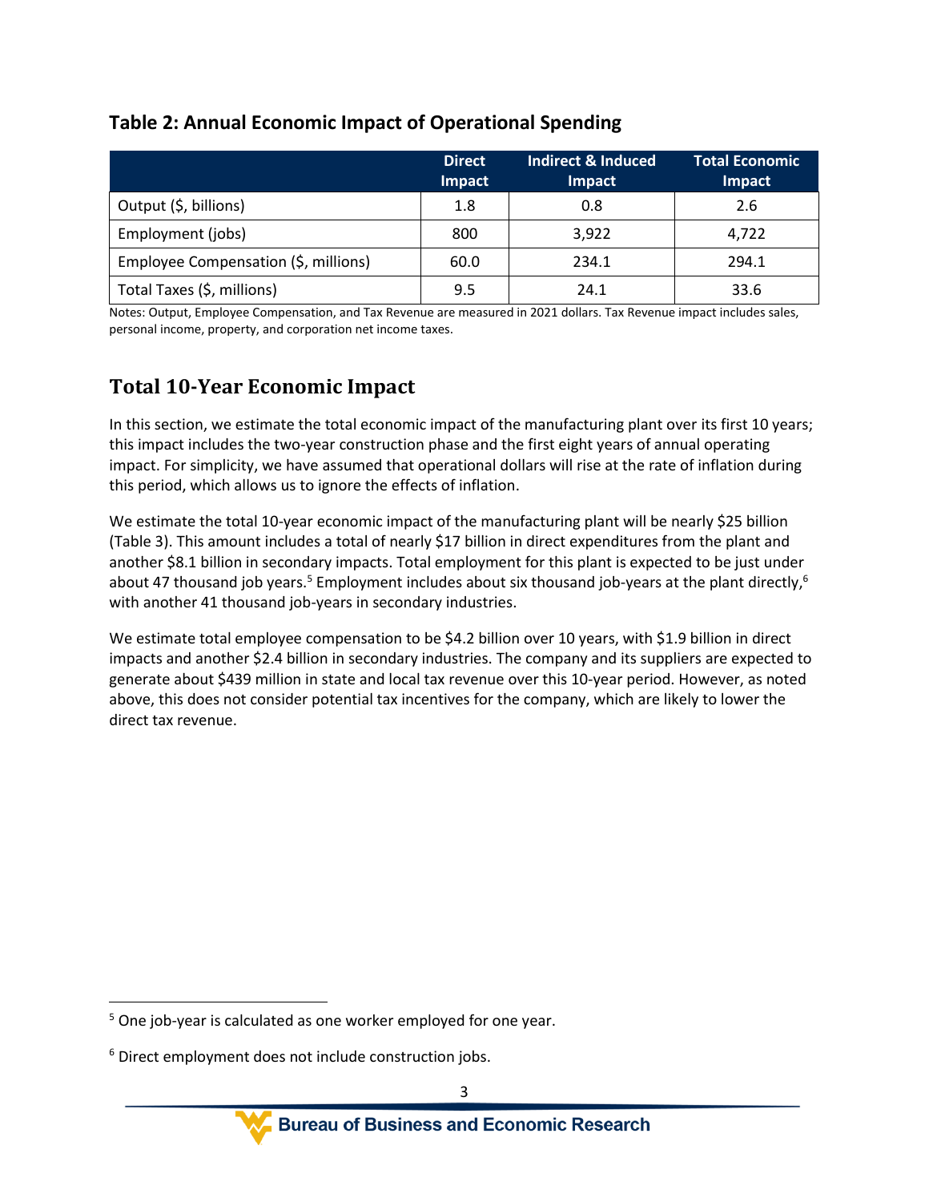### Table 2: Annual Economic Impact of Operational Spending

| | Direct Impact | Indirect & Induced Impact | Total Economic Impact |
|---|---|---|---|
| Output ($, billions) | 1.8 | 0.8 | 2.6 |
| Employment (jobs) | 800 | 3,922 | 4,722 |
| Employee Compensation ($, millions) | 60.0 | 234.1 | 294.1 |
| Total Taxes ($, millions) | 9.5 | 24.1 | 33.6 |

Notes: Output, Employee Compensation, and Tax Revenue are measured in 2021 dollars. Tax Revenue impact includes sales, personal income, property, and corporation net income taxes.

## Total 10-Year Economic Impact

In this section, we estimate the total economic impact of the manufacturing plant over its first 10 years; this impact includes the two-year construction phase and the first eight years of annual operating impact. For simplicity, we have assumed that operational dollars will rise at the rate of inflation during this period, which allows us to ignore the effects of inflation.

We estimate the total 10-year economic impact of the manufacturing plant will be nearly $25 billion (Table 3). This amount includes a total of nearly $17 billion in direct expenditures from the plant and another $8.1 billion in secondary impacts. Total employment for this plant is expected to be just under about 47 thousand job years.[5] Employment includes about six thousand job-years at the plant directly,[6] with another 41 thousand job-years in secondary industries.

We estimate total employee compensation to be $4.2 billion over 10 years, with $1.9 billion in direct impacts and another $2.4 billion in secondary industries. The company and its suppliers are expected to generate about $439 million in state and local tax revenue over this 10-year period. However, as noted above, this does not consider potential tax incentives for the company, which are likely to lower the direct tax revenue.

---

[5] One job-year is calculated as one worker employed for one year.

[6] Direct employment does not include construction jobs.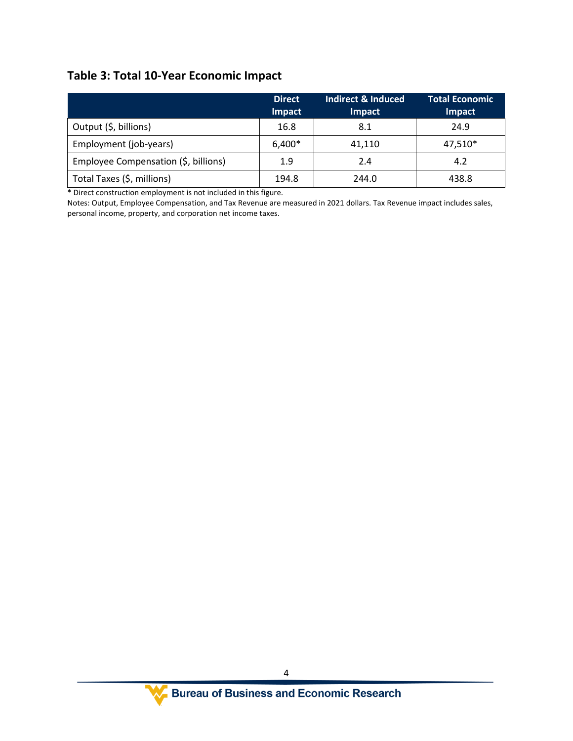## Table 3: Total 10-Year Economic Impact

| | Direct Impact | Indirect & Induced Impact | Total Economic Impact |
|---|---|---|---|
| Output ($, billions) | 16.8 | 8.1 | 24.9 |
| Employment (job-years) | 6,400* | 41,110 | 47,510* |
| Employee Compensation ($, billions) | 1.9 | 2.4 | 4.2 |
| Total Taxes ($, millions) | 194.8 | 244.0 | 438.8 |

* Direct construction employment is not included in this figure.

Notes: Output, Employee Compensation, and Tax Revenue are measured in 2021 dollars. Tax Revenue impact includes sales, personal income, property, and corporation net income taxes.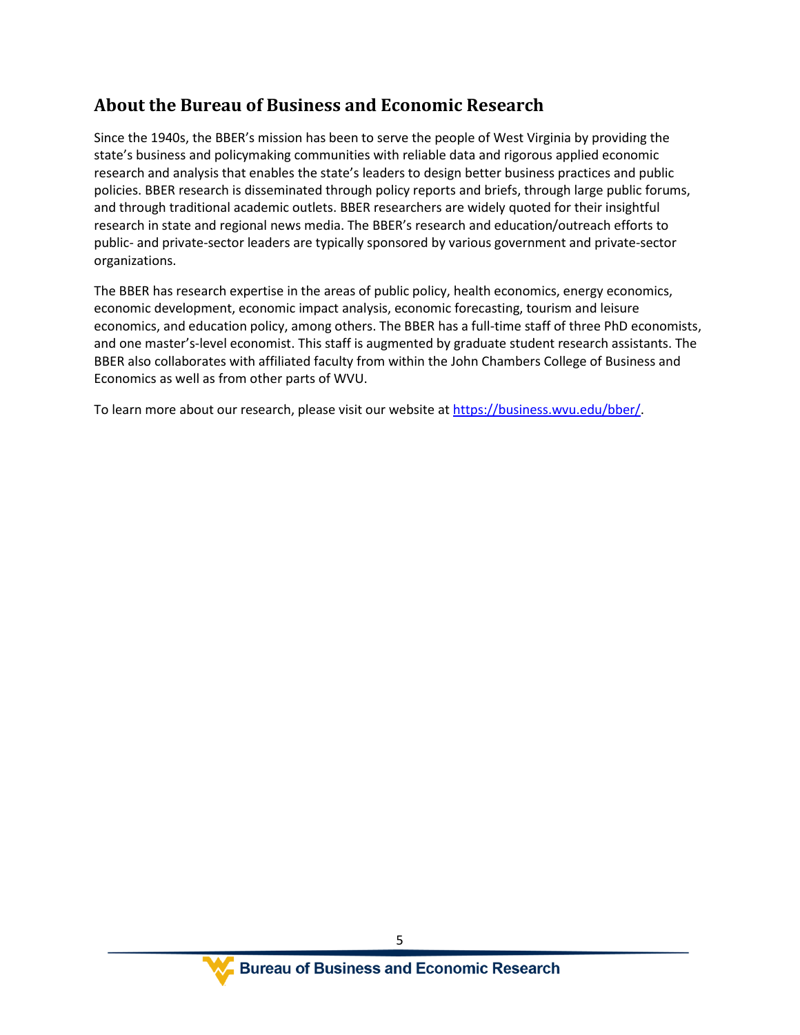## About the Bureau of Business and Economic Research

Since the 1940s, the BBER's mission has been to serve the people of West Virginia by providing the state's business and policymaking communities with reliable data and rigorous applied economic research and analysis that enables the state's leaders to design better business practices and public policies. BBER research is disseminated through policy reports and briefs, through large public forums, and through traditional academic outlets. BBER researchers are widely quoted for their insightful research in state and regional news media. The BBER's research and education/outreach efforts to public- and private-sector leaders are typically sponsored by various government and private-sector organizations.

The BBER has research expertise in the areas of public policy, health economics, energy economics, economic development, economic impact analysis, economic forecasting, tourism and leisure economics, and education policy, among others. The BBER has a full-time staff of three PhD economists, and one master's-level economist. This staff is augmented by graduate student research assistants. The BBER also collaborates with affiliated faculty from within the John Chambers College of Business and Economics as well as from other parts of WVU.

To learn more about our research, please visit our website at https://business.wvu.edu/bber/.